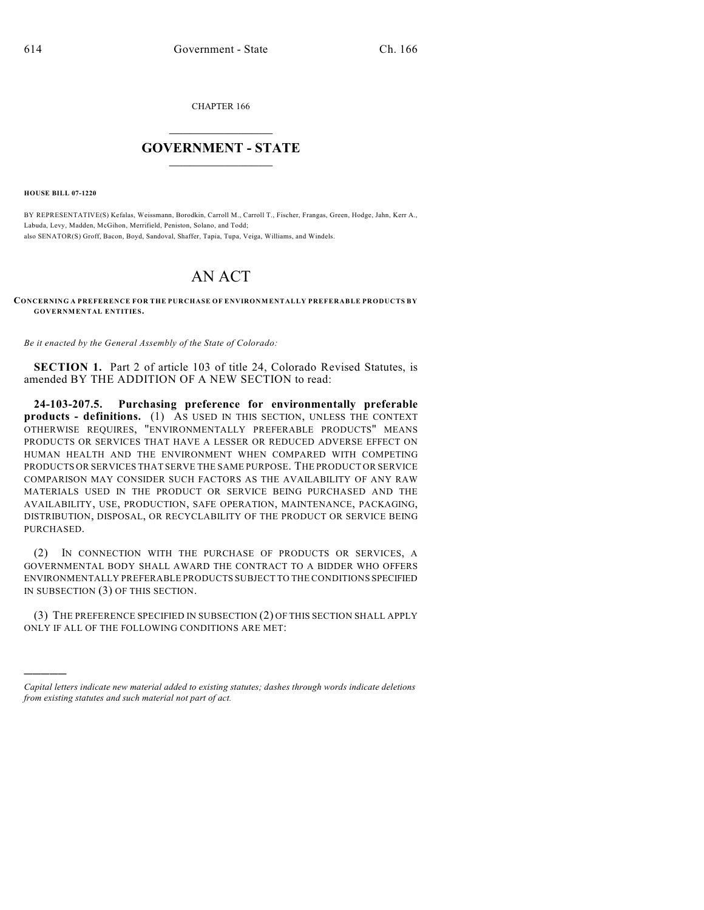CHAPTER 166

# GOVERNMENT - STATE

**HOUSE BILL 07-1220**

BY REPRESENTATIVE(S) Kefalas, Weissmann, Borodkin, Carroll M., Carroll T., Fischer, Frangas, Green, Hodge, Jahn, Kerr A., Labuda, Levy, Madden, McGihon, Merrifield, Peniston, Solano, and Todd;
also SENATOR(S) Groff, Bacon, Boyd, Sandoval, Shaffer, Tapia, Tupa, Veiga, Williams, and Windels.

# AN ACT

**CONCERNING A PREFERENCE FOR THE PURCHASE OF ENVIRONMENTALLY PREFERABLE PRODUCTS BY GOVERNMENTAL ENTITIES.**

*Be it enacted by the General Assembly of the State of Colorado:*

**SECTION 1.** Part 2 of article 103 of title 24, Colorado Revised Statutes, is amended BY THE ADDITION OF A NEW SECTION to read:

**24-103-207.5. Purchasing preference for environmentally preferable products - definitions.** (1) AS USED IN THIS SECTION, UNLESS THE CONTEXT OTHERWISE REQUIRES, "ENVIRONMENTALLY PREFERABLE PRODUCTS" MEANS PRODUCTS OR SERVICES THAT HAVE A LESSER OR REDUCED ADVERSE EFFECT ON HUMAN HEALTH AND THE ENVIRONMENT WHEN COMPARED WITH COMPETING PRODUCTS OR SERVICES THAT SERVE THE SAME PURPOSE. THE PRODUCT OR SERVICE COMPARISON MAY CONSIDER SUCH FACTORS AS THE AVAILABILITY OF ANY RAW MATERIALS USED IN THE PRODUCT OR SERVICE BEING PURCHASED AND THE AVAILABILITY, USE, PRODUCTION, SAFE OPERATION, MAINTENANCE, PACKAGING, DISTRIBUTION, DISPOSAL, OR RECYCLABILITY OF THE PRODUCT OR SERVICE BEING PURCHASED.

(2) IN CONNECTION WITH THE PURCHASE OF PRODUCTS OR SERVICES, A GOVERNMENTAL BODY SHALL AWARD THE CONTRACT TO A BIDDER WHO OFFERS ENVIRONMENTALLY PREFERABLE PRODUCTS SUBJECT TO THE CONDITIONS SPECIFIED IN SUBSECTION (3) OF THIS SECTION.

(3) THE PREFERENCE SPECIFIED IN SUBSECTION (2) OF THIS SECTION SHALL APPLY ONLY IF ALL OF THE FOLLOWING CONDITIONS ARE MET:

---

*Capital letters indicate new material added to existing statutes; dashes through words indicate deletions from existing statutes and such material not part of act.*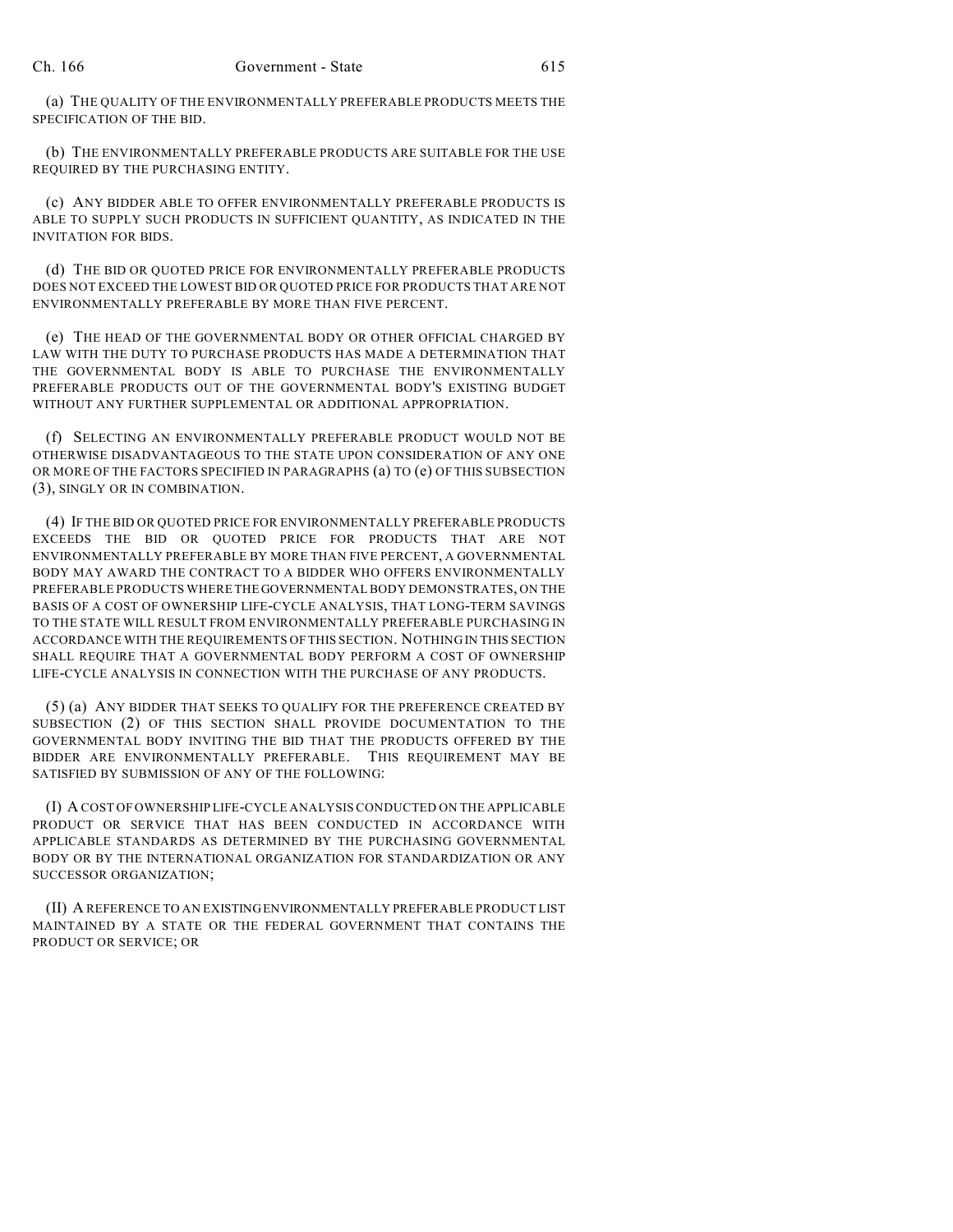(a) THE QUALITY OF THE ENVIRONMENTALLY PREFERABLE PRODUCTS MEETS THE SPECIFICATION OF THE BID.

(b) THE ENVIRONMENTALLY PREFERABLE PRODUCTS ARE SUITABLE FOR THE USE REQUIRED BY THE PURCHASING ENTITY.

(c) ANY BIDDER ABLE TO OFFER ENVIRONMENTALLY PREFERABLE PRODUCTS IS ABLE TO SUPPLY SUCH PRODUCTS IN SUFFICIENT QUANTITY, AS INDICATED IN THE INVITATION FOR BIDS.

(d) THE BID OR QUOTED PRICE FOR ENVIRONMENTALLY PREFERABLE PRODUCTS DOES NOT EXCEED THE LOWEST BID OR QUOTED PRICE FOR PRODUCTS THAT ARE NOT ENVIRONMENTALLY PREFERABLE BY MORE THAN FIVE PERCENT.

(e) THE HEAD OF THE GOVERNMENTAL BODY OR OTHER OFFICIAL CHARGED BY LAW WITH THE DUTY TO PURCHASE PRODUCTS HAS MADE A DETERMINATION THAT THE GOVERNMENTAL BODY IS ABLE TO PURCHASE THE ENVIRONMENTALLY PREFERABLE PRODUCTS OUT OF THE GOVERNMENTAL BODY'S EXISTING BUDGET WITHOUT ANY FURTHER SUPPLEMENTAL OR ADDITIONAL APPROPRIATION.

(f) SELECTING AN ENVIRONMENTALLY PREFERABLE PRODUCT WOULD NOT BE OTHERWISE DISADVANTAGEOUS TO THE STATE UPON CONSIDERATION OF ANY ONE OR MORE OF THE FACTORS SPECIFIED IN PARAGRAPHS (a) TO (e) OF THIS SUBSECTION (3), SINGLY OR IN COMBINATION.

(4) IF THE BID OR QUOTED PRICE FOR ENVIRONMENTALLY PREFERABLE PRODUCTS EXCEEDS THE BID OR QUOTED PRICE FOR PRODUCTS THAT ARE NOT ENVIRONMENTALLY PREFERABLE BY MORE THAN FIVE PERCENT, A GOVERNMENTAL BODY MAY AWARD THE CONTRACT TO A BIDDER WHO OFFERS ENVIRONMENTALLY PREFERABLE PRODUCTS WHERE THE GOVERNMENTAL BODY DEMONSTRATES, ON THE BASIS OF A COST OF OWNERSHIP LIFE-CYCLE ANALYSIS, THAT LONG-TERM SAVINGS TO THE STATE WILL RESULT FROM ENVIRONMENTALLY PREFERABLE PURCHASING IN ACCORDANCE WITH THE REQUIREMENTS OF THIS SECTION. NOTHING IN THIS SECTION SHALL REQUIRE THAT A GOVERNMENTAL BODY PERFORM A COST OF OWNERSHIP LIFE-CYCLE ANALYSIS IN CONNECTION WITH THE PURCHASE OF ANY PRODUCTS.

(5) (a) ANY BIDDER THAT SEEKS TO QUALIFY FOR THE PREFERENCE CREATED BY SUBSECTION (2) OF THIS SECTION SHALL PROVIDE DOCUMENTATION TO THE GOVERNMENTAL BODY INVITING THE BID THAT THE PRODUCTS OFFERED BY THE BIDDER ARE ENVIRONMENTALLY PREFERABLE. THIS REQUIREMENT MAY BE SATISFIED BY SUBMISSION OF ANY OF THE FOLLOWING:

(I) A COST OF OWNERSHIP LIFE-CYCLE ANALYSIS CONDUCTED ON THE APPLICABLE PRODUCT OR SERVICE THAT HAS BEEN CONDUCTED IN ACCORDANCE WITH APPLICABLE STANDARDS AS DETERMINED BY THE PURCHASING GOVERNMENTAL BODY OR BY THE INTERNATIONAL ORGANIZATION FOR STANDARDIZATION OR ANY SUCCESSOR ORGANIZATION;

(II) A REFERENCE TO AN EXISTING ENVIRONMENTALLY PREFERABLE PRODUCT LIST MAINTAINED BY A STATE OR THE FEDERAL GOVERNMENT THAT CONTAINS THE PRODUCT OR SERVICE; OR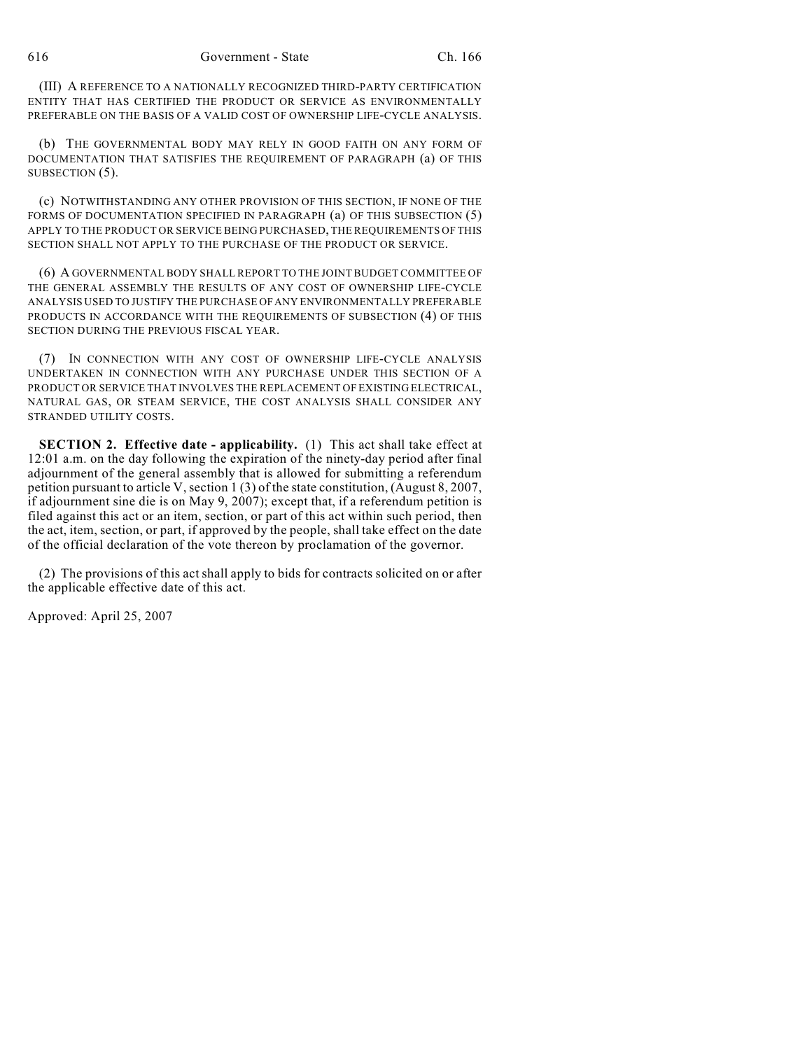(III) A REFERENCE TO A NATIONALLY RECOGNIZED THIRD-PARTY CERTIFICATION ENTITY THAT HAS CERTIFIED THE PRODUCT OR SERVICE AS ENVIRONMENTALLY PREFERABLE ON THE BASIS OF A VALID COST OF OWNERSHIP LIFE-CYCLE ANALYSIS.

(b) THE GOVERNMENTAL BODY MAY RELY IN GOOD FAITH ON ANY FORM OF DOCUMENTATION THAT SATISFIES THE REQUIREMENT OF PARAGRAPH (a) OF THIS SUBSECTION (5).

(c) NOTWITHSTANDING ANY OTHER PROVISION OF THIS SECTION, IF NONE OF THE FORMS OF DOCUMENTATION SPECIFIED IN PARAGRAPH (a) OF THIS SUBSECTION (5) APPLY TO THE PRODUCT OR SERVICE BEING PURCHASED, THE REQUIREMENTS OF THIS SECTION SHALL NOT APPLY TO THE PURCHASE OF THE PRODUCT OR SERVICE.

(6) A GOVERNMENTAL BODY SHALL REPORT TO THE JOINT BUDGET COMMITTEE OF THE GENERAL ASSEMBLY THE RESULTS OF ANY COST OF OWNERSHIP LIFE-CYCLE ANALYSIS USED TO JUSTIFY THE PURCHASE OF ANY ENVIRONMENTALLY PREFERABLE PRODUCTS IN ACCORDANCE WITH THE REQUIREMENTS OF SUBSECTION (4) OF THIS SECTION DURING THE PREVIOUS FISCAL YEAR.

(7) IN CONNECTION WITH ANY COST OF OWNERSHIP LIFE-CYCLE ANALYSIS UNDERTAKEN IN CONNECTION WITH ANY PURCHASE UNDER THIS SECTION OF A PRODUCT OR SERVICE THAT INVOLVES THE REPLACEMENT OF EXISTING ELECTRICAL, NATURAL GAS, OR STEAM SERVICE, THE COST ANALYSIS SHALL CONSIDER ANY STRANDED UTILITY COSTS.

**SECTION 2. Effective date - applicability.** (1) This act shall take effect at 12:01 a.m. on the day following the expiration of the ninety-day period after final adjournment of the general assembly that is allowed for submitting a referendum petition pursuant to article V, section 1 (3) of the state constitution, (August 8, 2007, if adjournment sine die is on May 9, 2007); except that, if a referendum petition is filed against this act or an item, section, or part of this act within such period, then the act, item, section, or part, if approved by the people, shall take effect on the date of the official declaration of the vote thereon by proclamation of the governor.

(2) The provisions of this act shall apply to bids for contracts solicited on or after the applicable effective date of this act.

Approved: April 25, 2007